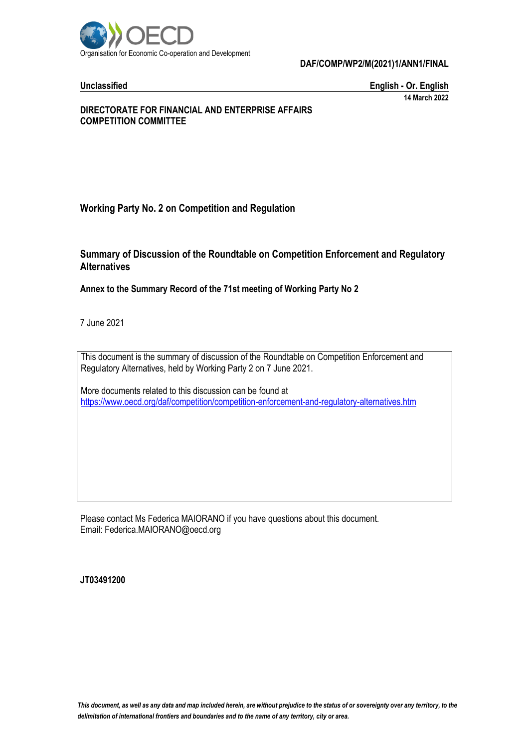Organisation for Economic Co-operation and Development

**DAF/COMP/WP2/M(2021)1/ANN1/FINAL**

**Unclassified** **English - Or. English**

**14 March 2022**

**DIRECTORATE FOR FINANCIAL AND ENTERPRISE AFFAIRS**
**COMPETITION COMMITTEE**

## Working Party No. 2 on Competition and Regulation

# Summary of Discussion of the Roundtable on Competition Enforcement and Regulatory Alternatives

### Annex to the Summary Record of the 71st meeting of Working Party No 2

7 June 2021

This document is the summary of discussion of the Roundtable on Competition Enforcement and Regulatory Alternatives, held by Working Party 2 on 7 June 2021.

More documents related to this discussion can be found at
https://www.oecd.org/daf/competition/competition-enforcement-and-regulatory-alternatives.htm

Please contact Ms Federica MAIORANO if you have questions about this document.
Email: Federica.MAIORANO@oecd.org

**JT03491200**

*This document, as well as any data and map included herein, are without prejudice to the status of or sovereignty over any territory, to the delimitation of international frontiers and boundaries and to the name of any territory, city or area.*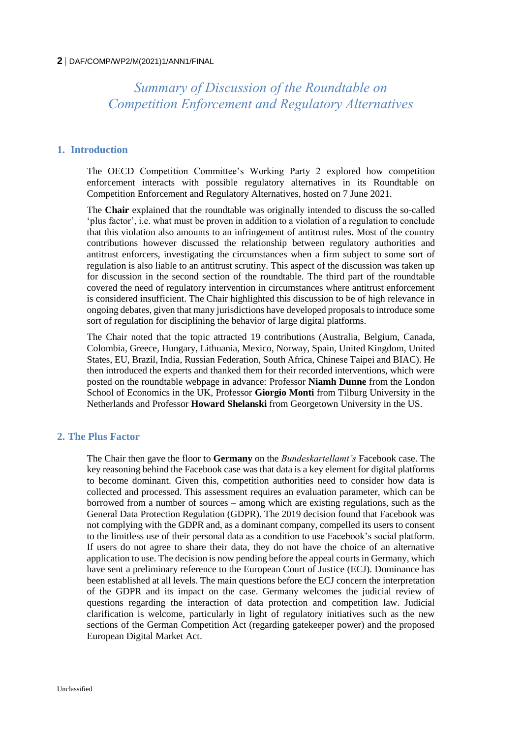# Summary of Discussion of the Roundtable on Competition Enforcement and Regulatory Alternatives

## 1. Introduction

The OECD Competition Committee's Working Party 2 explored how competition enforcement interacts with possible regulatory alternatives in its Roundtable on Competition Enforcement and Regulatory Alternatives, hosted on 7 June 2021.

The **Chair** explained that the roundtable was originally intended to discuss the so-called 'plus factor', i.e. what must be proven in addition to a violation of a regulation to conclude that this violation also amounts to an infringement of antitrust rules. Most of the country contributions however discussed the relationship between regulatory authorities and antitrust enforcers, investigating the circumstances when a firm subject to some sort of regulation is also liable to an antitrust scrutiny. This aspect of the discussion was taken up for discussion in the second section of the roundtable. The third part of the roundtable covered the need of regulatory intervention in circumstances where antitrust enforcement is considered insufficient. The Chair highlighted this discussion to be of high relevance in ongoing debates, given that many jurisdictions have developed proposals to introduce some sort of regulation for disciplining the behavior of large digital platforms.

The Chair noted that the topic attracted 19 contributions (Australia, Belgium, Canada, Colombia, Greece, Hungary, Lithuania, Mexico, Norway, Spain, United Kingdom, United States, EU, Brazil, India, Russian Federation, South Africa, Chinese Taipei and BIAC). He then introduced the experts and thanked them for their recorded interventions, which were posted on the roundtable webpage in advance: Professor **Niamh Dunne** from the London School of Economics in the UK, Professor **Giorgio Monti** from Tilburg University in the Netherlands and Professor **Howard Shelanski** from Georgetown University in the US.

## 2. The Plus Factor

The Chair then gave the floor to **Germany** on the *Bundeskartellamt's* Facebook case. The key reasoning behind the Facebook case was that data is a key element for digital platforms to become dominant. Given this, competition authorities need to consider how data is collected and processed. This assessment requires an evaluation parameter, which can be borrowed from a number of sources – among which are existing regulations, such as the General Data Protection Regulation (GDPR). The 2019 decision found that Facebook was not complying with the GDPR and, as a dominant company, compelled its users to consent to the limitless use of their personal data as a condition to use Facebook's social platform. If users do not agree to share their data, they do not have the choice of an alternative application to use. The decision is now pending before the appeal courts in Germany, which have sent a preliminary reference to the European Court of Justice (ECJ). Dominance has been established at all levels. The main questions before the ECJ concern the interpretation of the GDPR and its impact on the case. Germany welcomes the judicial review of questions regarding the interaction of data protection and competition law. Judicial clarification is welcome, particularly in light of regulatory initiatives such as the new sections of the German Competition Act (regarding gatekeeper power) and the proposed European Digital Market Act.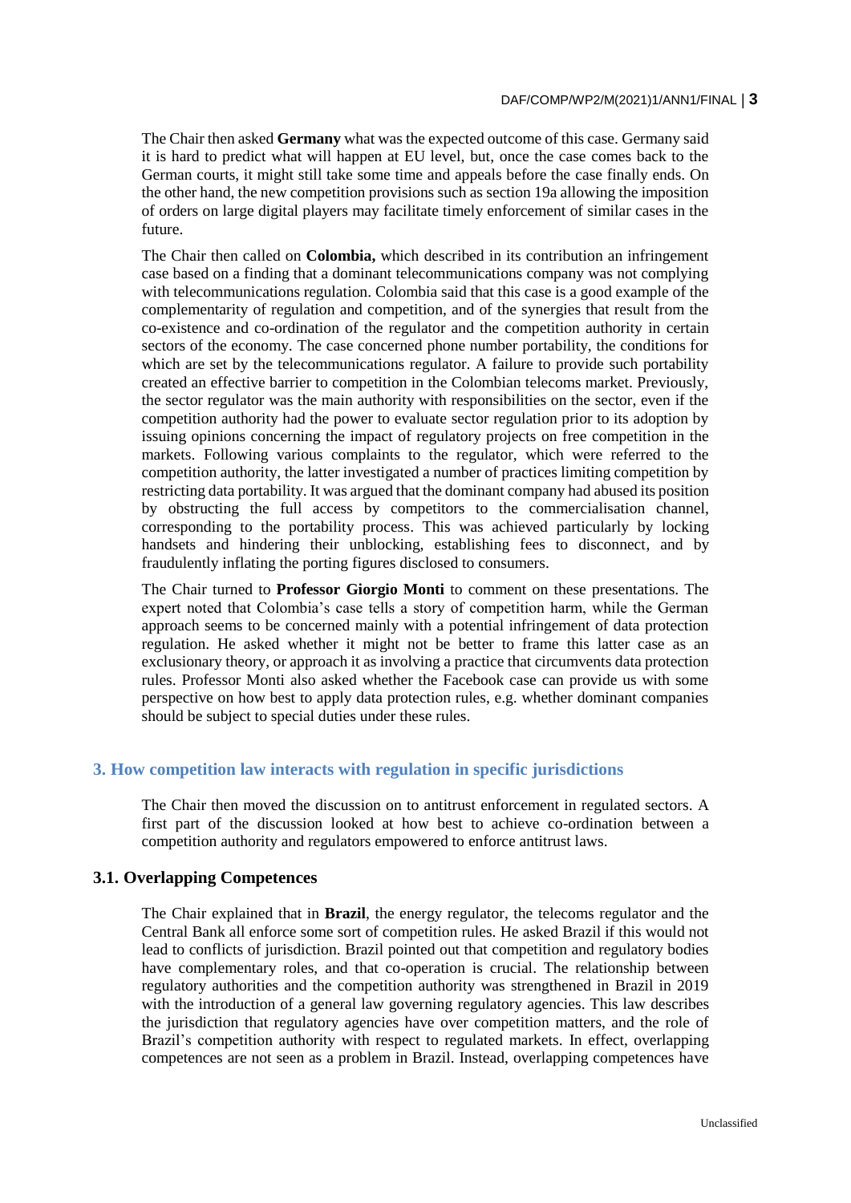The Chair then asked **Germany** what was the expected outcome of this case. Germany said it is hard to predict what will happen at EU level, but, once the case comes back to the German courts, it might still take some time and appeals before the case finally ends. On the other hand, the new competition provisions such as section 19a allowing the imposition of orders on large digital players may facilitate timely enforcement of similar cases in the future.

The Chair then called on **Colombia,** which described in its contribution an infringement case based on a finding that a dominant telecommunications company was not complying with telecommunications regulation. Colombia said that this case is a good example of the complementarity of regulation and competition, and of the synergies that result from the co-existence and co-ordination of the regulator and the competition authority in certain sectors of the economy. The case concerned phone number portability, the conditions for which are set by the telecommunications regulator. A failure to provide such portability created an effective barrier to competition in the Colombian telecoms market. Previously, the sector regulator was the main authority with responsibilities on the sector, even if the competition authority had the power to evaluate sector regulation prior to its adoption by issuing opinions concerning the impact of regulatory projects on free competition in the markets. Following various complaints to the regulator, which were referred to the competition authority, the latter investigated a number of practices limiting competition by restricting data portability. It was argued that the dominant company had abused its position by obstructing the full access by competitors to the commercialisation channel, corresponding to the portability process. This was achieved particularly by locking handsets and hindering their unblocking, establishing fees to disconnect, and by fraudulently inflating the porting figures disclosed to consumers.

The Chair turned to **Professor Giorgio Monti** to comment on these presentations. The expert noted that Colombia's case tells a story of competition harm, while the German approach seems to be concerned mainly with a potential infringement of data protection regulation. He asked whether it might not be better to frame this latter case as an exclusionary theory, or approach it as involving a practice that circumvents data protection rules. Professor Monti also asked whether the Facebook case can provide us with some perspective on how best to apply data protection rules, e.g. whether dominant companies should be subject to special duties under these rules.

## 3. How competition law interacts with regulation in specific jurisdictions

The Chair then moved the discussion on to antitrust enforcement in regulated sectors. A first part of the discussion looked at how best to achieve co-ordination between a competition authority and regulators empowered to enforce antitrust laws.

### 3.1. Overlapping Competences

The Chair explained that in **Brazil**, the energy regulator, the telecoms regulator and the Central Bank all enforce some sort of competition rules. He asked Brazil if this would not lead to conflicts of jurisdiction. Brazil pointed out that competition and regulatory bodies have complementary roles, and that co-operation is crucial. The relationship between regulatory authorities and the competition authority was strengthened in Brazil in 2019 with the introduction of a general law governing regulatory agencies. This law describes the jurisdiction that regulatory agencies have over competition matters, and the role of Brazil's competition authority with respect to regulated markets. In effect, overlapping competences are not seen as a problem in Brazil. Instead, overlapping competences have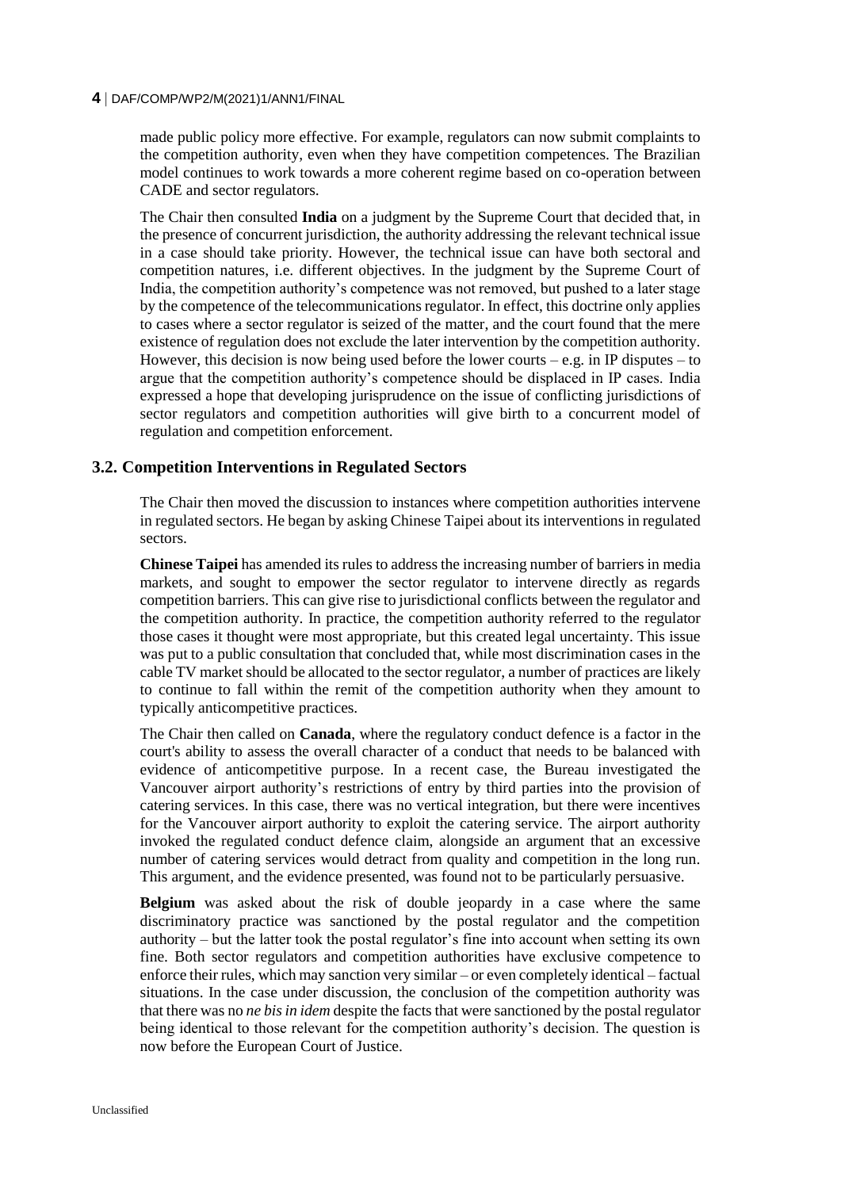made public policy more effective. For example, regulators can now submit complaints to the competition authority, even when they have competition competences. The Brazilian model continues to work towards a more coherent regime based on co-operation between CADE and sector regulators.

The Chair then consulted **India** on a judgment by the Supreme Court that decided that, in the presence of concurrent jurisdiction, the authority addressing the relevant technical issue in a case should take priority. However, the technical issue can have both sectoral and competition natures, i.e. different objectives. In the judgment by the Supreme Court of India, the competition authority's competence was not removed, but pushed to a later stage by the competence of the telecommunications regulator. In effect, this doctrine only applies to cases where a sector regulator is seized of the matter, and the court found that the mere existence of regulation does not exclude the later intervention by the competition authority. However, this decision is now being used before the lower courts – e.g. in IP disputes – to argue that the competition authority's competence should be displaced in IP cases. India expressed a hope that developing jurisprudence on the issue of conflicting jurisdictions of sector regulators and competition authorities will give birth to a concurrent model of regulation and competition enforcement.

## 3.2. Competition Interventions in Regulated Sectors

The Chair then moved the discussion to instances where competition authorities intervene in regulated sectors. He began by asking Chinese Taipei about its interventions in regulated sectors.

**Chinese Taipei** has amended its rules to address the increasing number of barriers in media markets, and sought to empower the sector regulator to intervene directly as regards competition barriers. This can give rise to jurisdictional conflicts between the regulator and the competition authority. In practice, the competition authority referred to the regulator those cases it thought were most appropriate, but this created legal uncertainty. This issue was put to a public consultation that concluded that, while most discrimination cases in the cable TV market should be allocated to the sector regulator, a number of practices are likely to continue to fall within the remit of the competition authority when they amount to typically anticompetitive practices.

The Chair then called on **Canada**, where the regulatory conduct defence is a factor in the court's ability to assess the overall character of a conduct that needs to be balanced with evidence of anticompetitive purpose. In a recent case, the Bureau investigated the Vancouver airport authority's restrictions of entry by third parties into the provision of catering services. In this case, there was no vertical integration, but there were incentives for the Vancouver airport authority to exploit the catering service. The airport authority invoked the regulated conduct defence claim, alongside an argument that an excessive number of catering services would detract from quality and competition in the long run. This argument, and the evidence presented, was found not to be particularly persuasive.

**Belgium** was asked about the risk of double jeopardy in a case where the same discriminatory practice was sanctioned by the postal regulator and the competition authority – but the latter took the postal regulator's fine into account when setting its own fine. Both sector regulators and competition authorities have exclusive competence to enforce their rules, which may sanction very similar – or even completely identical – factual situations. In the case under discussion, the conclusion of the competition authority was that there was no *ne bis in idem* despite the facts that were sanctioned by the postal regulator being identical to those relevant for the competition authority's decision. The question is now before the European Court of Justice.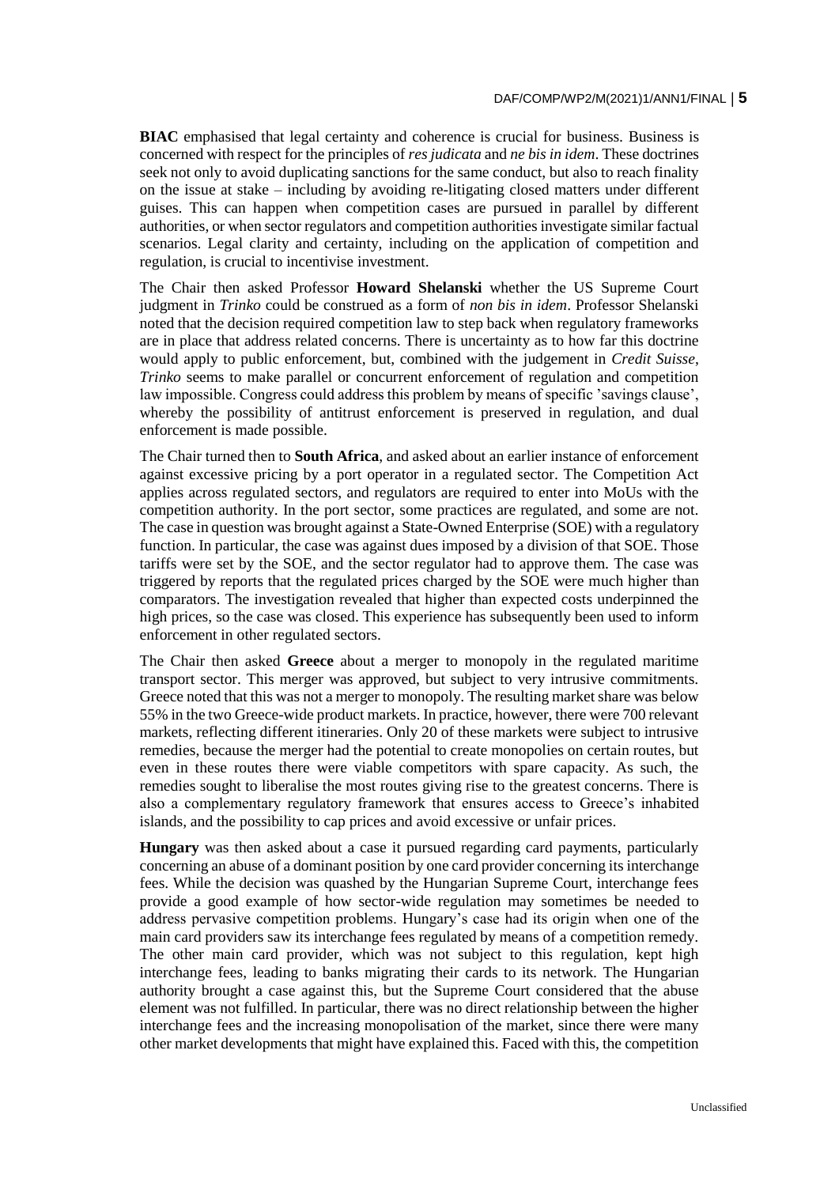**BIAC** emphasised that legal certainty and coherence is crucial for business. Business is concerned with respect for the principles of *res judicata* and *ne bis in idem*. These doctrines seek not only to avoid duplicating sanctions for the same conduct, but also to reach finality on the issue at stake – including by avoiding re-litigating closed matters under different guises. This can happen when competition cases are pursued in parallel by different authorities, or when sector regulators and competition authorities investigate similar factual scenarios. Legal clarity and certainty, including on the application of competition and regulation, is crucial to incentivise investment.

The Chair then asked Professor **Howard Shelanski** whether the US Supreme Court judgment in *Trinko* could be construed as a form of *non bis in idem*. Professor Shelanski noted that the decision required competition law to step back when regulatory frameworks are in place that address related concerns. There is uncertainty as to how far this doctrine would apply to public enforcement, but, combined with the judgement in *Credit Suisse*, *Trinko* seems to make parallel or concurrent enforcement of regulation and competition law impossible. Congress could address this problem by means of specific 'savings clause', whereby the possibility of antitrust enforcement is preserved in regulation, and dual enforcement is made possible.

The Chair turned then to **South Africa**, and asked about an earlier instance of enforcement against excessive pricing by a port operator in a regulated sector. The Competition Act applies across regulated sectors, and regulators are required to enter into MoUs with the competition authority. In the port sector, some practices are regulated, and some are not. The case in question was brought against a State-Owned Enterprise (SOE) with a regulatory function. In particular, the case was against dues imposed by a division of that SOE. Those tariffs were set by the SOE, and the sector regulator had to approve them. The case was triggered by reports that the regulated prices charged by the SOE were much higher than comparators. The investigation revealed that higher than expected costs underpinned the high prices, so the case was closed. This experience has subsequently been used to inform enforcement in other regulated sectors.

The Chair then asked **Greece** about a merger to monopoly in the regulated maritime transport sector. This merger was approved, but subject to very intrusive commitments. Greece noted that this was not a merger to monopoly. The resulting market share was below 55% in the two Greece-wide product markets. In practice, however, there were 700 relevant markets, reflecting different itineraries. Only 20 of these markets were subject to intrusive remedies, because the merger had the potential to create monopolies on certain routes, but even in these routes there were viable competitors with spare capacity. As such, the remedies sought to liberalise the most routes giving rise to the greatest concerns. There is also a complementary regulatory framework that ensures access to Greece's inhabited islands, and the possibility to cap prices and avoid excessive or unfair prices.

**Hungary** was then asked about a case it pursued regarding card payments, particularly concerning an abuse of a dominant position by one card provider concerning its interchange fees. While the decision was quashed by the Hungarian Supreme Court, interchange fees provide a good example of how sector-wide regulation may sometimes be needed to address pervasive competition problems. Hungary's case had its origin when one of the main card providers saw its interchange fees regulated by means of a competition remedy. The other main card provider, which was not subject to this regulation, kept high interchange fees, leading to banks migrating their cards to its network. The Hungarian authority brought a case against this, but the Supreme Court considered that the abuse element was not fulfilled. In particular, there was no direct relationship between the higher interchange fees and the increasing monopolisation of the market, since there were many other market developments that might have explained this. Faced with this, the competition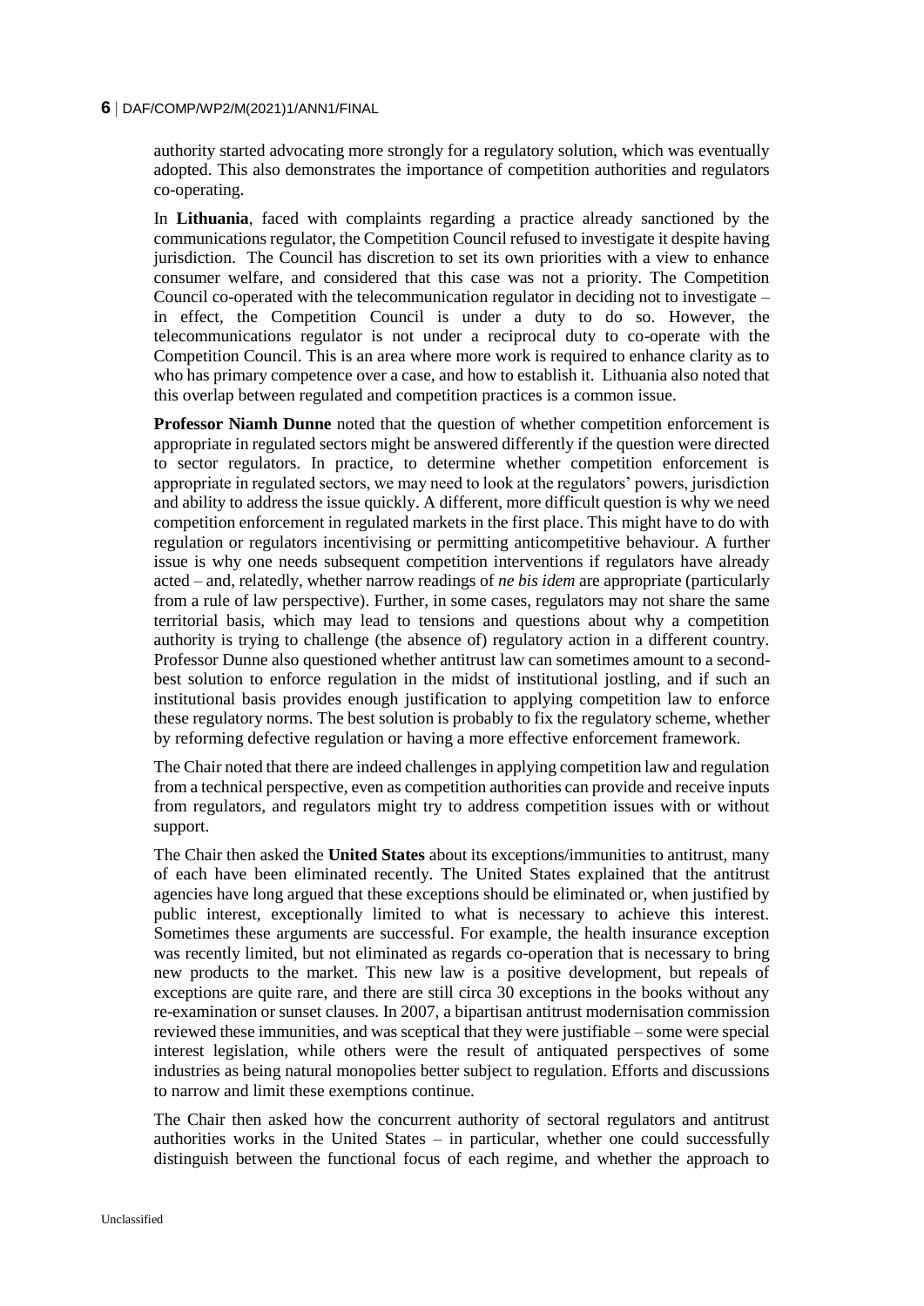authority started advocating more strongly for a regulatory solution, which was eventually adopted. This also demonstrates the importance of competition authorities and regulators co-operating.

In **Lithuania**, faced with complaints regarding a practice already sanctioned by the communications regulator, the Competition Council refused to investigate it despite having jurisdiction. The Council has discretion to set its own priorities with a view to enhance consumer welfare, and considered that this case was not a priority. The Competition Council co-operated with the telecommunication regulator in deciding not to investigate – in effect, the Competition Council is under a duty to do so. However, the telecommunications regulator is not under a reciprocal duty to co-operate with the Competition Council. This is an area where more work is required to enhance clarity as to who has primary competence over a case, and how to establish it. Lithuania also noted that this overlap between regulated and competition practices is a common issue.

**Professor Niamh Dunne** noted that the question of whether competition enforcement is appropriate in regulated sectors might be answered differently if the question were directed to sector regulators. In practice, to determine whether competition enforcement is appropriate in regulated sectors, we may need to look at the regulators' powers, jurisdiction and ability to address the issue quickly. A different, more difficult question is why we need competition enforcement in regulated markets in the first place. This might have to do with regulation or regulators incentivising or permitting anticompetitive behaviour. A further issue is why one needs subsequent competition interventions if regulators have already acted – and, relatedly, whether narrow readings of *ne bis idem* are appropriate (particularly from a rule of law perspective). Further, in some cases, regulators may not share the same territorial basis, which may lead to tensions and questions about why a competition authority is trying to challenge (the absence of) regulatory action in a different country. Professor Dunne also questioned whether antitrust law can sometimes amount to a second-best solution to enforce regulation in the midst of institutional jostling, and if such an institutional basis provides enough justification to applying competition law to enforce these regulatory norms. The best solution is probably to fix the regulatory scheme, whether by reforming defective regulation or having a more effective enforcement framework.

The Chair noted that there are indeed challenges in applying competition law and regulation from a technical perspective, even as competition authorities can provide and receive inputs from regulators, and regulators might try to address competition issues with or without support.

The Chair then asked the **United States** about its exceptions/immunities to antitrust, many of each have been eliminated recently. The United States explained that the antitrust agencies have long argued that these exceptions should be eliminated or, when justified by public interest, exceptionally limited to what is necessary to achieve this interest. Sometimes these arguments are successful. For example, the health insurance exception was recently limited, but not eliminated as regards co-operation that is necessary to bring new products to the market. This new law is a positive development, but repeals of exceptions are quite rare, and there are still circa 30 exceptions in the books without any re-examination or sunset clauses. In 2007, a bipartisan antitrust modernisation commission reviewed these immunities, and was sceptical that they were justifiable – some were special interest legislation, while others were the result of antiquated perspectives of some industries as being natural monopolies better subject to regulation. Efforts and discussions to narrow and limit these exemptions continue.

The Chair then asked how the concurrent authority of sectoral regulators and antitrust authorities works in the United States – in particular, whether one could successfully distinguish between the functional focus of each regime, and whether the approach to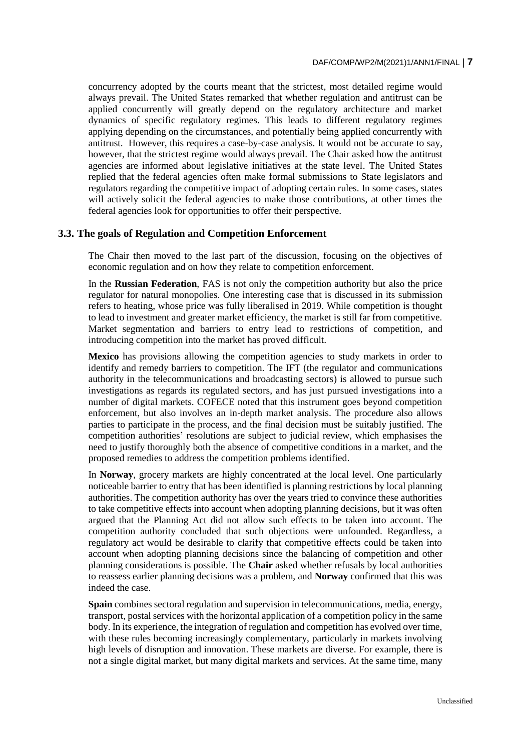concurrency adopted by the courts meant that the strictest, most detailed regime would always prevail. The United States remarked that whether regulation and antitrust can be applied concurrently will greatly depend on the regulatory architecture and market dynamics of specific regulatory regimes. This leads to different regulatory regimes applying depending on the circumstances, and potentially being applied concurrently with antitrust. However, this requires a case-by-case analysis. It would not be accurate to say, however, that the strictest regime would always prevail. The Chair asked how the antitrust agencies are informed about legislative initiatives at the state level. The United States replied that the federal agencies often make formal submissions to State legislators and regulators regarding the competitive impact of adopting certain rules. In some cases, states will actively solicit the federal agencies to make those contributions, at other times the federal agencies look for opportunities to offer their perspective.

### 3.3. The goals of Regulation and Competition Enforcement

The Chair then moved to the last part of the discussion, focusing on the objectives of economic regulation and on how they relate to competition enforcement.

In the **Russian Federation**, FAS is not only the competition authority but also the price regulator for natural monopolies. One interesting case that is discussed in its submission refers to heating, whose price was fully liberalised in 2019. While competition is thought to lead to investment and greater market efficiency, the market is still far from competitive. Market segmentation and barriers to entry lead to restrictions of competition, and introducing competition into the market has proved difficult.

**Mexico** has provisions allowing the competition agencies to study markets in order to identify and remedy barriers to competition. The IFT (the regulator and communications authority in the telecommunications and broadcasting sectors) is allowed to pursue such investigations as regards its regulated sectors, and has just pursued investigations into a number of digital markets. COFECE noted that this instrument goes beyond competition enforcement, but also involves an in-depth market analysis. The procedure also allows parties to participate in the process, and the final decision must be suitably justified. The competition authorities' resolutions are subject to judicial review, which emphasises the need to justify thoroughly both the absence of competitive conditions in a market, and the proposed remedies to address the competition problems identified.

In **Norway**, grocery markets are highly concentrated at the local level. One particularly noticeable barrier to entry that has been identified is planning restrictions by local planning authorities. The competition authority has over the years tried to convince these authorities to take competitive effects into account when adopting planning decisions, but it was often argued that the Planning Act did not allow such effects to be taken into account. The competition authority concluded that such objections were unfounded. Regardless, a regulatory act would be desirable to clarify that competitive effects could be taken into account when adopting planning decisions since the balancing of competition and other planning considerations is possible. The **Chair** asked whether refusals by local authorities to reassess earlier planning decisions was a problem, and **Norway** confirmed that this was indeed the case.

**Spain** combines sectoral regulation and supervision in telecommunications, media, energy, transport, postal services with the horizontal application of a competition policy in the same body. In its experience, the integration of regulation and competition has evolved over time, with these rules becoming increasingly complementary, particularly in markets involving high levels of disruption and innovation. These markets are diverse. For example, there is not a single digital market, but many digital markets and services. At the same time, many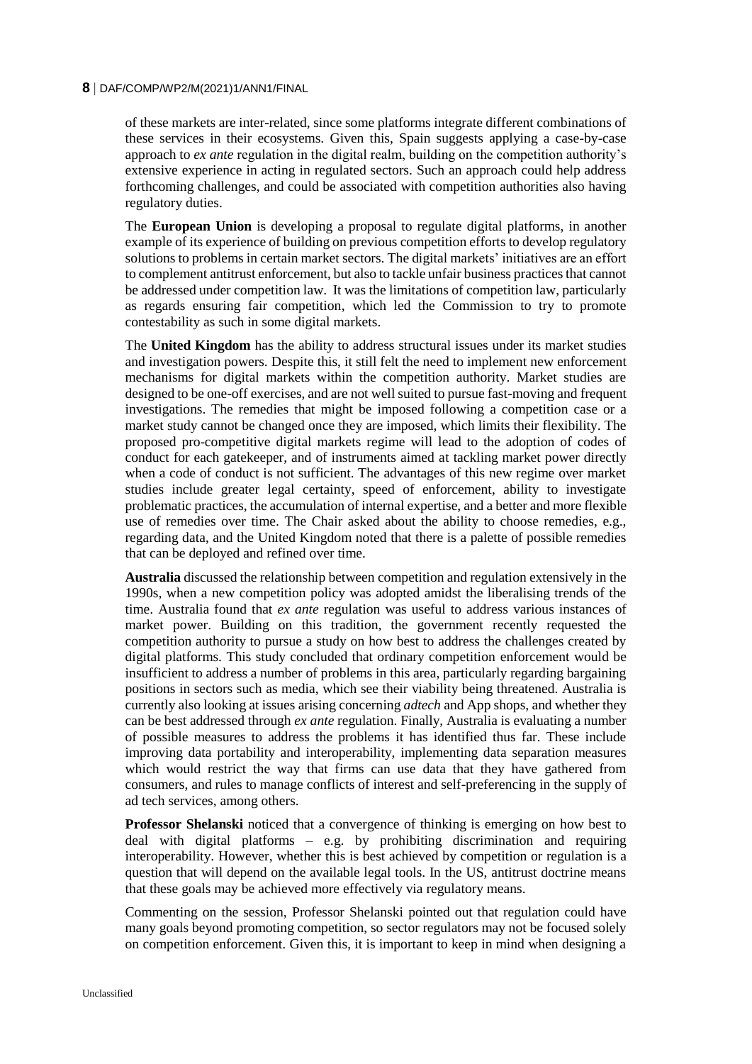of these markets are inter-related, since some platforms integrate different combinations of these services in their ecosystems. Given this, Spain suggests applying a case-by-case approach to *ex ante* regulation in the digital realm, building on the competition authority's extensive experience in acting in regulated sectors. Such an approach could help address forthcoming challenges, and could be associated with competition authorities also having regulatory duties.

The **European Union** is developing a proposal to regulate digital platforms, in another example of its experience of building on previous competition efforts to develop regulatory solutions to problems in certain market sectors. The digital markets' initiatives are an effort to complement antitrust enforcement, but also to tackle unfair business practices that cannot be addressed under competition law. It was the limitations of competition law, particularly as regards ensuring fair competition, which led the Commission to try to promote contestability as such in some digital markets.

The **United Kingdom** has the ability to address structural issues under its market studies and investigation powers. Despite this, it still felt the need to implement new enforcement mechanisms for digital markets within the competition authority. Market studies are designed to be one-off exercises, and are not well suited to pursue fast-moving and frequent investigations. The remedies that might be imposed following a competition case or a market study cannot be changed once they are imposed, which limits their flexibility. The proposed pro-competitive digital markets regime will lead to the adoption of codes of conduct for each gatekeeper, and of instruments aimed at tackling market power directly when a code of conduct is not sufficient. The advantages of this new regime over market studies include greater legal certainty, speed of enforcement, ability to investigate problematic practices, the accumulation of internal expertise, and a better and more flexible use of remedies over time. The Chair asked about the ability to choose remedies, e.g., regarding data, and the United Kingdom noted that there is a palette of possible remedies that can be deployed and refined over time.

**Australia** discussed the relationship between competition and regulation extensively in the 1990s, when a new competition policy was adopted amidst the liberalising trends of the time. Australia found that *ex ante* regulation was useful to address various instances of market power. Building on this tradition, the government recently requested the competition authority to pursue a study on how best to address the challenges created by digital platforms. This study concluded that ordinary competition enforcement would be insufficient to address a number of problems in this area, particularly regarding bargaining positions in sectors such as media, which see their viability being threatened. Australia is currently also looking at issues arising concerning *adtech* and App shops, and whether they can be best addressed through *ex ante* regulation. Finally, Australia is evaluating a number of possible measures to address the problems it has identified thus far. These include improving data portability and interoperability, implementing data separation measures which would restrict the way that firms can use data that they have gathered from consumers, and rules to manage conflicts of interest and self-preferencing in the supply of ad tech services, among others.

**Professor Shelanski** noticed that a convergence of thinking is emerging on how best to deal with digital platforms – e.g. by prohibiting discrimination and requiring interoperability. However, whether this is best achieved by competition or regulation is a question that will depend on the available legal tools. In the US, antitrust doctrine means that these goals may be achieved more effectively via regulatory means.

Commenting on the session, Professor Shelanski pointed out that regulation could have many goals beyond promoting competition, so sector regulators may not be focused solely on competition enforcement. Given this, it is important to keep in mind when designing a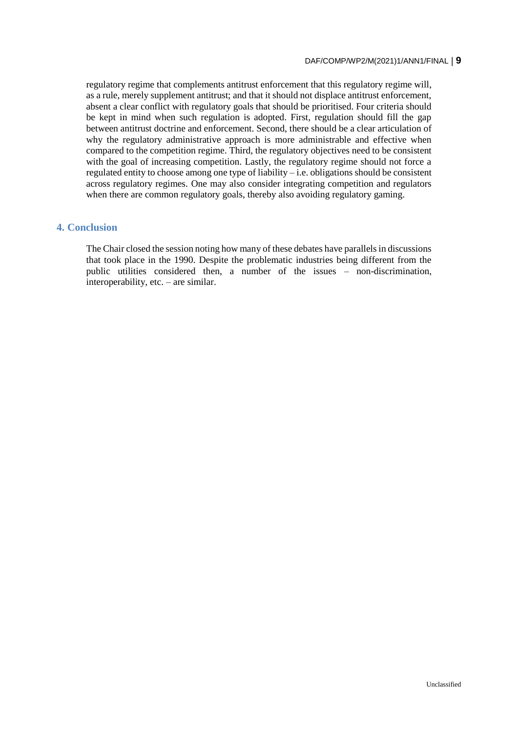regulatory regime that complements antitrust enforcement that this regulatory regime will, as a rule, merely supplement antitrust; and that it should not displace antitrust enforcement, absent a clear conflict with regulatory goals that should be prioritised. Four criteria should be kept in mind when such regulation is adopted. First, regulation should fill the gap between antitrust doctrine and enforcement. Second, there should be a clear articulation of why the regulatory administrative approach is more administrable and effective when compared to the competition regime. Third, the regulatory objectives need to be consistent with the goal of increasing competition. Lastly, the regulatory regime should not force a regulated entity to choose among one type of liability – i.e. obligations should be consistent across regulatory regimes. One may also consider integrating competition and regulators when there are common regulatory goals, thereby also avoiding regulatory gaming.

## 4. Conclusion

The Chair closed the session noting how many of these debates have parallels in discussions that took place in the 1990. Despite the problematic industries being different from the public utilities considered then, a number of the issues – non-discrimination, interoperability, etc. – are similar.